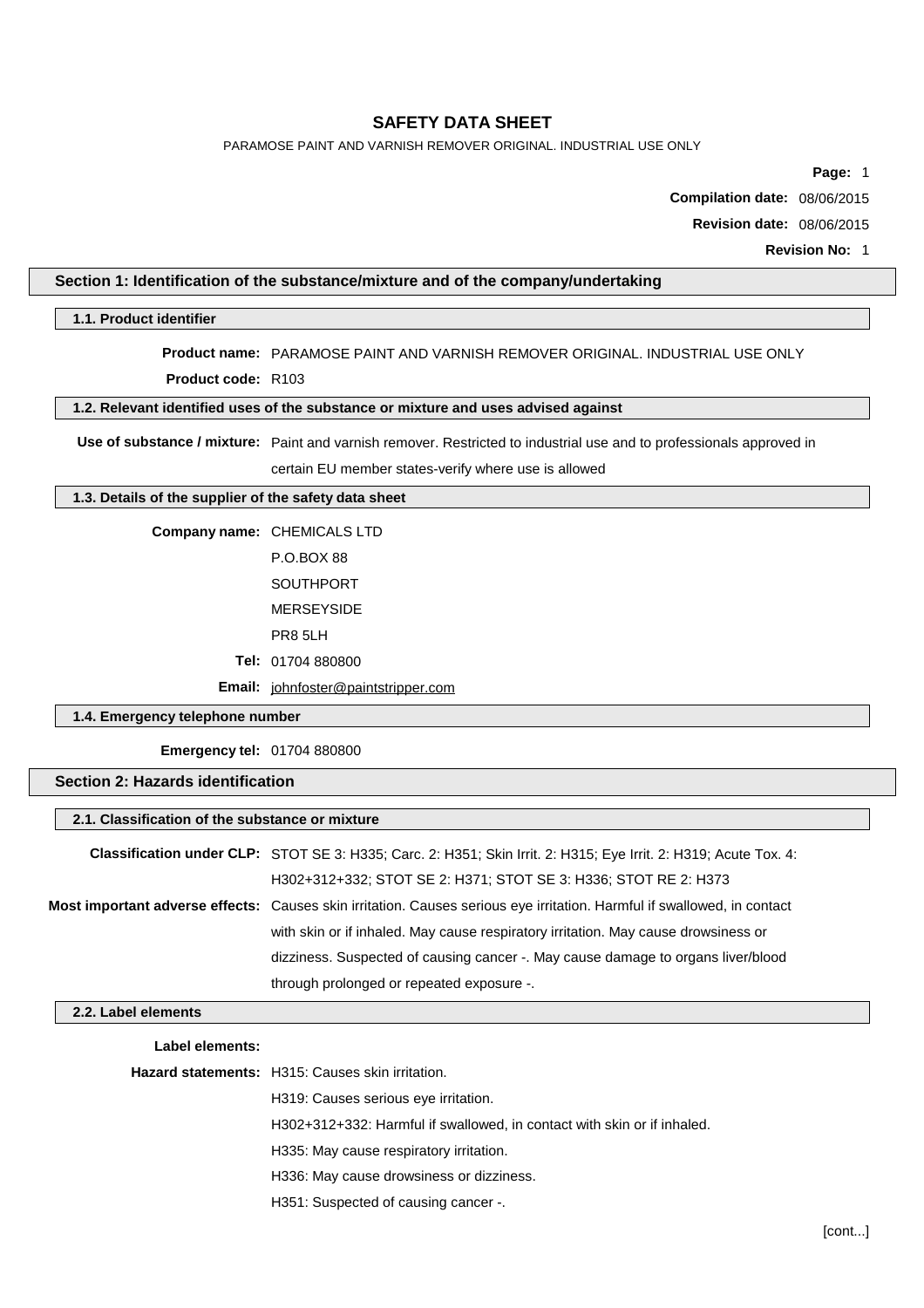# SAFETY DATA SHEET

PARAMOSE PAINT AND VARNISH REMOVER ORIGINAL. INDUSTRIAL USE ONLY

**Compilation date:** 08/06/2015

**Revision date:** 08/06/2015

**Revision No:** 1

## Section 1: Identification of the substance/mixture and of the company/undertaking

### 1.1. Product identifier

**Product name:** PARAMOSE PAINT AND VARNISH REMOVER ORIGINAL. INDUSTRIAL USE ONLY

**Product code:** R103

### 1.2. Relevant identified uses of the substance or mixture and uses advised against

**Use of substance / mixture:** Paint and varnish remover. Restricted to industrial use and to professionals approved in certain EU member states-verify where use is allowed

### 1.3. Details of the supplier of the safety data sheet

**Company name:** CHEMICALS LTD

P.O.BOX 88

SOUTHPORT

MERSEYSIDE

PR8 5LH

**Tel:** 01704 880800

**Email:** johnfoster@paintstripper.com

### 1.4. Emergency telephone number

**Emergency tel:** 01704 880800

## Section 2: Hazards identification

### 2.1. Classification of the substance or mixture

**Classification under CLP:** STOT SE 3: H335; Carc. 2: H351; Skin Irrit. 2: H315; Eye Irrit. 2: H319; Acute Tox. 4: H302+312+332; STOT SE 2: H371; STOT SE 3: H336; STOT RE 2: H373

**Most important adverse effects:** Causes skin irritation. Causes serious eye irritation. Harmful if swallowed, in contact with skin or if inhaled. May cause respiratory irritation. May cause drowsiness or dizziness. Suspected of causing cancer -. May cause damage to organs liver/blood through prolonged or repeated exposure -.

### 2.2. Label elements

**Label elements:**

**Hazard statements:** H315: Causes skin irritation.

H319: Causes serious eye irritation.

H302+312+332: Harmful if swallowed, in contact with skin or if inhaled.

H335: May cause respiratory irritation.

H336: May cause drowsiness or dizziness.

H351: Suspected of causing cancer -.

[cont...]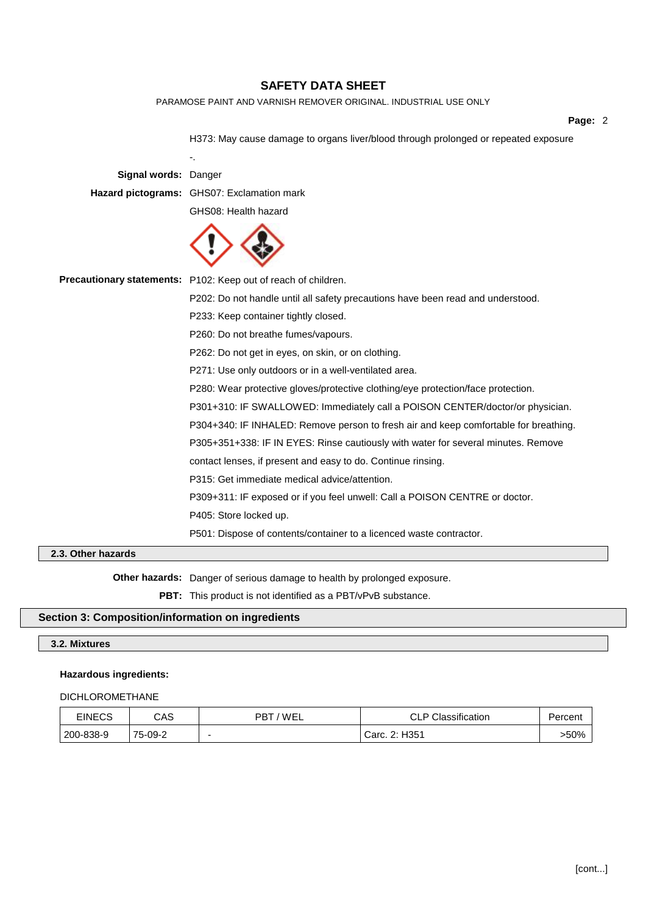H373: May cause damage to organs liver/blood through prolonged or repeated exposure

-.

**Signal words:** Danger

**Hazard pictograms:** GHS07: Exclamation mark

GHS08: Health hazard

**Precautionary statements:** P102: Keep out of reach of children.

P202: Do not handle until all safety precautions have been read and understood.

P233: Keep container tightly closed.

P260: Do not breathe fumes/vapours.

P262: Do not get in eyes, on skin, or on clothing.

P271: Use only outdoors or in a well-ventilated area.

P280: Wear protective gloves/protective clothing/eye protection/face protection.

P301+310: IF SWALLOWED: Immediately call a POISON CENTER/doctor/or physician.

P304+340: IF INHALED: Remove person to fresh air and keep comfortable for breathing.

P305+351+338: IF IN EYES: Rinse cautiously with water for several minutes. Remove contact lenses, if present and easy to do. Continue rinsing.

P315: Get immediate medical advice/attention.

P309+311: IF exposed or if you feel unwell: Call a POISON CENTRE or doctor.

P405: Store locked up.

P501: Dispose of contents/container to a licenced waste contractor.

### 2.3. Other hazards

**Other hazards:** Danger of serious damage to health by prolonged exposure.

**PBT:** This product is not identified as a PBT/vPvB substance.

## Section 3: Composition/information on ingredients

### 3.2. Mixtures

**Hazardous ingredients:**

DICHLOROMETHANE

| EINECS | CAS | PBT / WEL | CLP Classification | Percent |
|---|---|---|---|---|
| 200-838-9 | 75-09-2 | - | Carc. 2: H351 | >50% |

[cont...]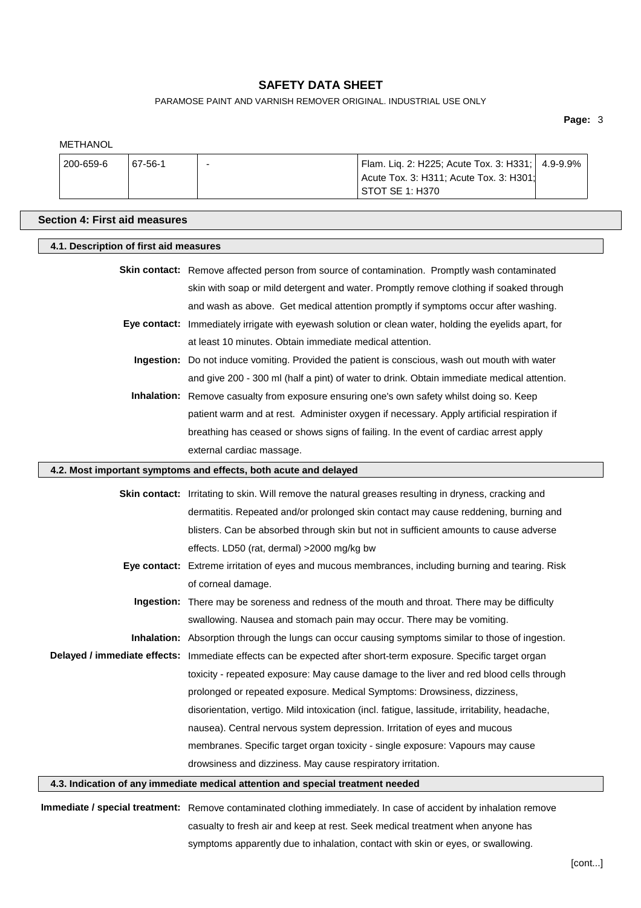METHANOL

| 200-659-6 | 67-56-1 | - | Flam. Liq. 2: H225; Acute Tox. 3: H331; Acute Tox. 3: H311; Acute Tox. 3: H301; STOT SE 1: H370 | 4.9-9.9% |
|---|---|---|---|---|

## Section 4: First aid measures

### 4.1. Description of first aid measures

**Skin contact:** Remove affected person from source of contamination. Promptly wash contaminated skin with soap or mild detergent and water. Promptly remove clothing if soaked through and wash as above. Get medical attention promptly if symptoms occur after washing.

**Eye contact:** Immediately irrigate with eyewash solution or clean water, holding the eyelids apart, for at least 10 minutes. Obtain immediate medical attention.

**Ingestion:** Do not induce vomiting. Provided the patient is conscious, wash out mouth with water and give 200 - 300 ml (half a pint) of water to drink. Obtain immediate medical attention.

**Inhalation:** Remove casualty from exposure ensuring one's own safety whilst doing so. Keep patient warm and at rest. Administer oxygen if necessary. Apply artificial respiration if breathing has ceased or shows signs of failing. In the event of cardiac arrest apply external cardiac massage.

### 4.2. Most important symptoms and effects, both acute and delayed

**Skin contact:** Irritating to skin. Will remove the natural greases resulting in dryness, cracking and dermatitis. Repeated and/or prolonged skin contact may cause reddening, burning and blisters. Can be absorbed through skin but not in sufficient amounts to cause adverse effects. LD50 (rat, dermal) >2000 mg/kg bw

**Eye contact:** Extreme irritation of eyes and mucous membrances, including burning and tearing. Risk of corneal damage.

**Ingestion:** There may be soreness and redness of the mouth and throat. There may be difficulty swallowing. Nausea and stomach pain may occur. There may be vomiting.

**Inhalation:** Absorption through the lungs can occur causing symptoms similar to those of ingestion.

**Delayed / immediate effects:** Immediate effects can be expected after short-term exposure. Specific target organ toxicity - repeated exposure: May cause damage to the liver and red blood cells through prolonged or repeated exposure. Medical Symptoms: Drowsiness, dizziness, disorientation, vertigo. Mild intoxication (incl. fatigue, lassitude, irritability, headache, nausea). Central nervous system depression. Irritation of eyes and mucous membranes. Specific target organ toxicity - single exposure: Vapours may cause drowsiness and dizziness. May cause respiratory irritation.

### 4.3. Indication of any immediate medical attention and special treatment needed

**Immediate / special treatment:** Remove contaminated clothing immediately. In case of accident by inhalation remove casualty to fresh air and keep at rest. Seek medical treatment when anyone has symptoms apparently due to inhalation, contact with skin or eyes, or swallowing.

[cont...]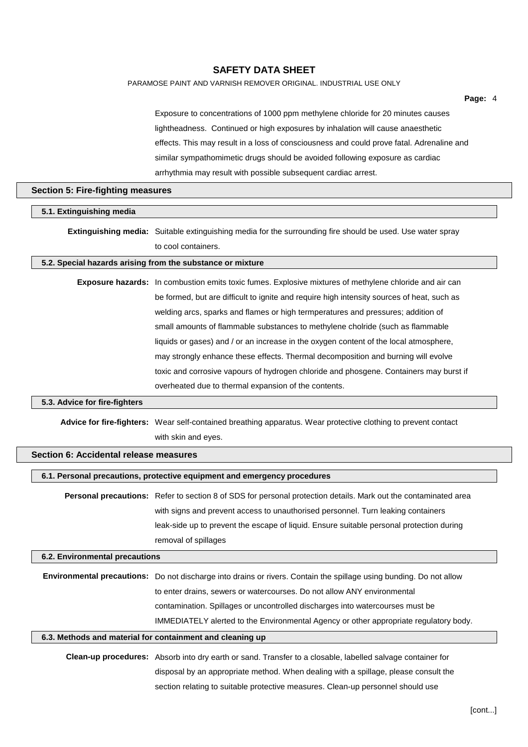Exposure to concentrations of 1000 ppm methylene chloride for 20 minutes causes lightheadness. Continued or high exposures by inhalation will cause anaesthetic effects. This may result in a loss of consciousness and could prove fatal. Adrenaline and similar sympathomimetic drugs should be avoided following exposure as cardiac arrhythmia may result with possible subsequent cardiac arrest.

## Section 5: Fire-fighting measures

### 5.1. Extinguishing media

**Extinguishing media:** Suitable extinguishing media for the surrounding fire should be used. Use water spray to cool containers.

### 5.2. Special hazards arising from the substance or mixture

**Exposure hazards:** In combustion emits toxic fumes. Explosive mixtures of methylene chloride and air can be formed, but are difficult to ignite and require high intensity sources of heat, such as welding arcs, sparks and flames or high termperatures and pressures; addition of small amounts of flammable substances to methylene cholride (such as flammable liquids or gases) and / or an increase in the oxygen content of the local atmosphere, may strongly enhance these effects. Thermal decomposition and burning will evolve toxic and corrosive vapours of hydrogen chloride and phosgene. Containers may burst if overheated due to thermal expansion of the contents.

### 5.3. Advice for fire-fighters

**Advice for fire-fighters:** Wear self-contained breathing apparatus. Wear protective clothing to prevent contact with skin and eyes.

## Section 6: Accidental release measures

### 6.1. Personal precautions, protective equipment and emergency procedures

**Personal precautions:** Refer to section 8 of SDS for personal protection details. Mark out the contaminated area with signs and prevent access to unauthorised personnel. Turn leaking containers leak-side up to prevent the escape of liquid. Ensure suitable personal protection during removal of spillages

### 6.2. Environmental precautions

**Environmental precautions:** Do not discharge into drains or rivers. Contain the spillage using bunding. Do not allow to enter drains, sewers or watercourses. Do not allow ANY environmental contamination. Spillages or uncontrolled discharges into watercourses must be IMMEDIATELY alerted to the Environmental Agency or other appropriate regulatory body.

### 6.3. Methods and material for containment and cleaning up

**Clean-up procedures:** Absorb into dry earth or sand. Transfer to a closable, labelled salvage container for disposal by an appropriate method. When dealing with a spillage, please consult the section relating to suitable protective measures. Clean-up personnel should use

[cont...]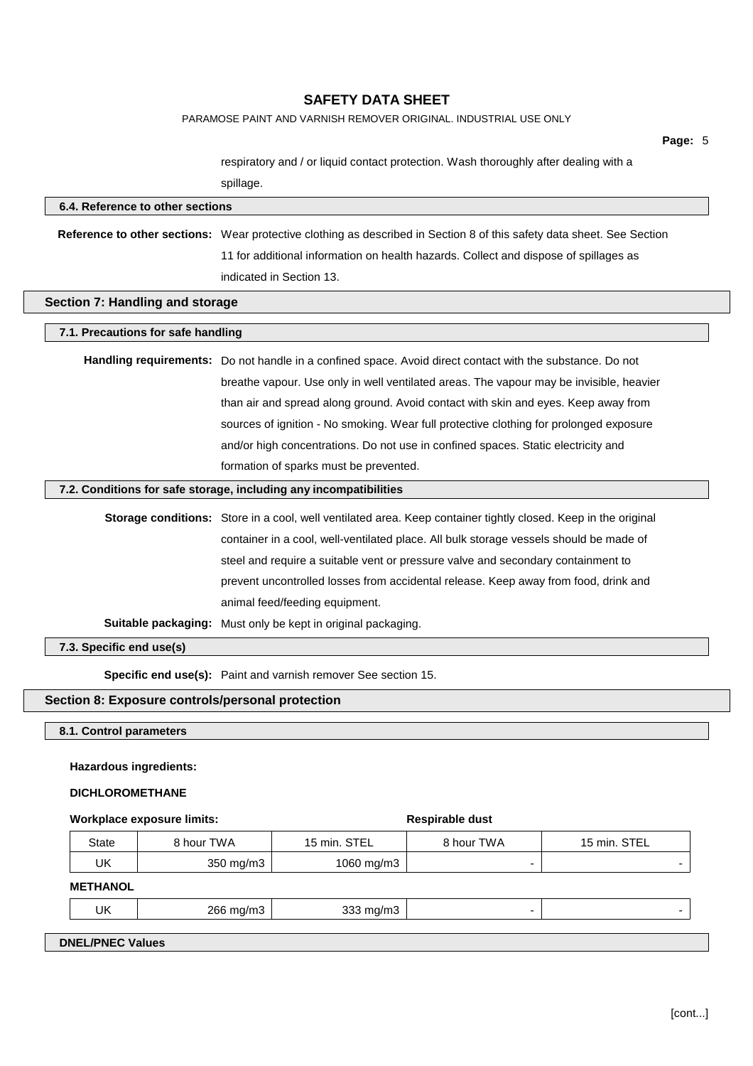respiratory and / or liquid contact protection. Wash thoroughly after dealing with a spillage.

### 6.4. Reference to other sections

**Reference to other sections:** Wear protective clothing as described in Section 8 of this safety data sheet. See Section 11 for additional information on health hazards. Collect and dispose of spillages as indicated in Section 13.

## Section 7: Handling and storage

### 7.1. Precautions for safe handling

**Handling requirements:** Do not handle in a confined space. Avoid direct contact with the substance. Do not breathe vapour. Use only in well ventilated areas. The vapour may be invisible, heavier than air and spread along ground. Avoid contact with skin and eyes. Keep away from sources of ignition - No smoking. Wear full protective clothing for prolonged exposure and/or high concentrations. Do not use in confined spaces. Static electricity and formation of sparks must be prevented.

### 7.2. Conditions for safe storage, including any incompatibilities

**Storage conditions:** Store in a cool, well ventilated area. Keep container tightly closed. Keep in the original container in a cool, well-ventilated place. All bulk storage vessels should be made of steel and require a suitable vent or pressure valve and secondary containment to prevent uncontrolled losses from accidental release. Keep away from food, drink and animal feed/feeding equipment.

**Suitable packaging:** Must only be kept in original packaging.

### 7.3. Specific end use(s)

**Specific end use(s):** Paint and varnish remover See section 15.

## Section 8: Exposure controls/personal protection

### 8.1. Control parameters

**Hazardous ingredients:**

**DICHLOROMETHANE**

| Workplace exposure limits: | | | Respirable dust | |
|---|---|---|---|---|
| State | 8 hour TWA | 15 min. STEL | 8 hour TWA | 15 min. STEL |
| UK | 350 mg/m3 | 1060 mg/m3 | - | - |

**METHANOL**

| State | 8 hour TWA | 15 min. STEL | 8 hour TWA | 15 min. STEL |
|---|---|---|---|---|
| UK | 266 mg/m3 | 333 mg/m3 | - | - |

### DNEL/PNEC Values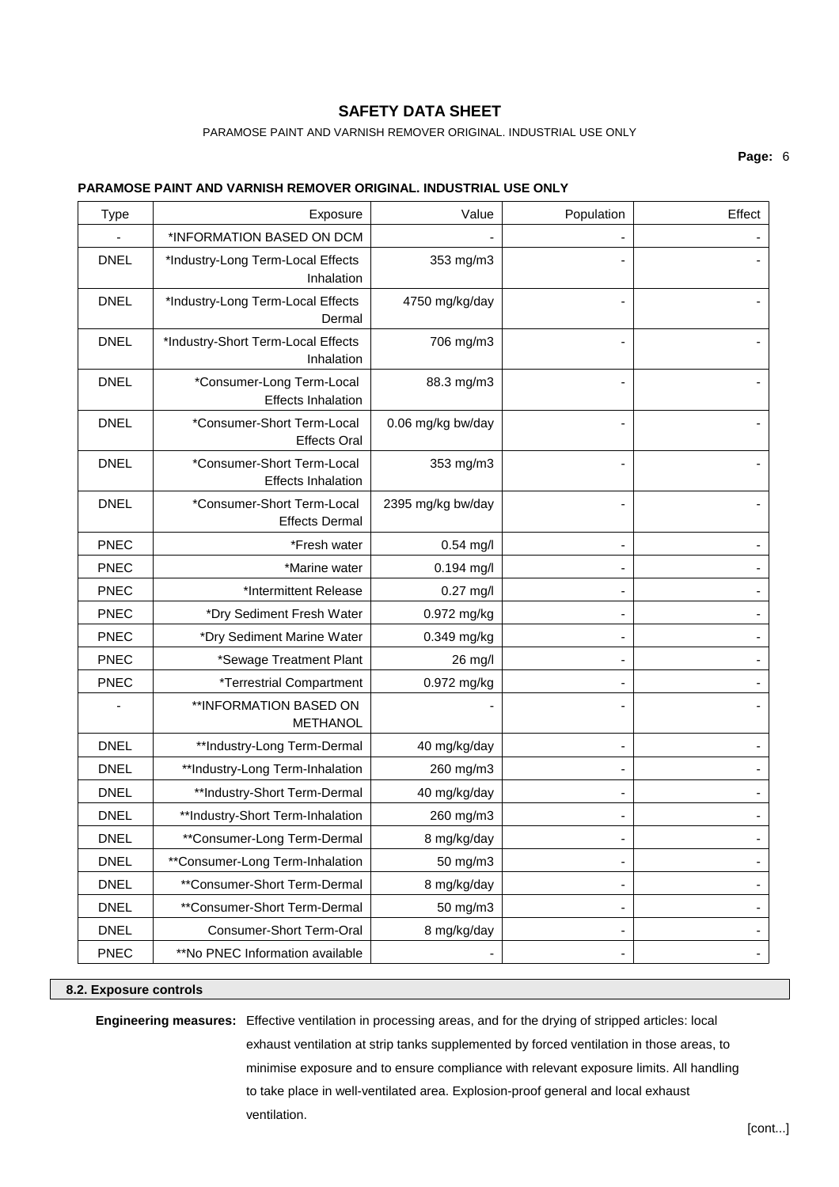**PARAMOSE PAINT AND VARNISH REMOVER ORIGINAL. INDUSTRIAL USE ONLY**

| Type | Exposure | Value | Population | Effect |
|---|---|---|---|---|
| - | *INFORMATION BASED ON DCM | - | - | - |
| DNEL | *Industry-Long Term-Local Effects Inhalation | 353 mg/m3 | - | - |
| DNEL | *Industry-Long Term-Local Effects Dermal | 4750 mg/kg/day | - | - |
| DNEL | *Industry-Short Term-Local Effects Inhalation | 706 mg/m3 | - | - |
| DNEL | *Consumer-Long Term-Local Effects Inhalation | 88.3 mg/m3 | - | - |
| DNEL | *Consumer-Short Term-Local Effects Oral | 0.06 mg/kg bw/day | - | - |
| DNEL | *Consumer-Short Term-Local Effects Inhalation | 353 mg/m3 | - | - |
| DNEL | *Consumer-Short Term-Local Effects Dermal | 2395 mg/kg bw/day | - | - |
| PNEC | *Fresh water | 0.54 mg/l | - | - |
| PNEC | *Marine water | 0.194 mg/l | - | - |
| PNEC | *Intermittent Release | 0.27 mg/l | - | - |
| PNEC | *Dry Sediment Fresh Water | 0.972 mg/kg | - | - |
| PNEC | *Dry Sediment Marine Water | 0.349 mg/kg | - | - |
| PNEC | *Sewage Treatment Plant | 26 mg/l | - | - |
| PNEC | *Terrestrial Compartment | 0.972 mg/kg | - | - |
| - | **INFORMATION BASED ON METHANOL | - | - | - |
| DNEL | **Industry-Long Term-Dermal | 40 mg/kg/day | - | - |
| DNEL | **Industry-Long Term-Inhalation | 260 mg/m3 | - | - |
| DNEL | **Industry-Short Term-Dermal | 40 mg/kg/day | - | - |
| DNEL | **Industry-Short Term-Inhalation | 260 mg/m3 | - | - |
| DNEL | **Consumer-Long Term-Dermal | 8 mg/kg/day | - | - |
| DNEL | **Consumer-Long Term-Inhalation | 50 mg/m3 | - | - |
| DNEL | **Consumer-Short Term-Dermal | 8 mg/kg/day | - | - |
| DNEL | **Consumer-Short Term-Dermal | 50 mg/m3 | - | - |
| DNEL | Consumer-Short Term-Oral | 8 mg/kg/day | - | - |
| PNEC | **No PNEC Information available | - | - | - |

### 8.2. Exposure controls

**Engineering measures:** Effective ventilation in processing areas, and for the drying of stripped articles: local exhaust ventilation at strip tanks supplemented by forced ventilation in those areas, to minimise exposure and to ensure compliance with relevant exposure limits. All handling to take place in well-ventilated area. Explosion-proof general and local exhaust ventilation.

[cont...]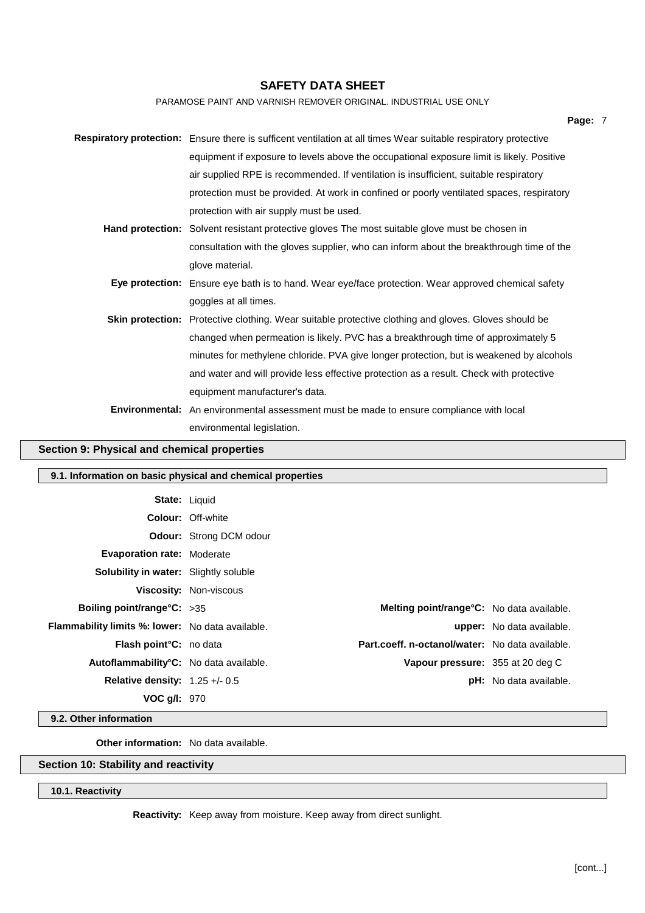**Respiratory protection:** Ensure there is sufficent ventilation at all times Wear suitable respiratory protective equipment if exposure to levels above the occupational exposure limit is likely. Positive air supplied RPE is recommended. If ventilation is insufficient, suitable respiratory protection must be provided. At work in confined or poorly ventilated spaces, respiratory protection with air supply must be used.

**Hand protection:** Solvent resistant protective gloves The most suitable glove must be chosen in consultation with the gloves supplier, who can inform about the breakthrough time of the glove material.

**Eye protection:** Ensure eye bath is to hand. Wear eye/face protection. Wear approved chemical safety goggles at all times.

**Skin protection:** Protective clothing. Wear suitable protective clothing and gloves. Gloves should be changed when permeation is likely. PVC has a breakthrough time of approximately 5 minutes for methylene chloride. PVA give longer protection, but is weakened by alcohols and water and will provide less effective protection as a result. Check with protective equipment manufacturer's data.

**Environmental:** An environmental assessment must be made to ensure compliance with local environmental legislation.

## Section 9: Physical and chemical properties

### 9.1. Information on basic physical and chemical properties

**State:** Liquid

**Colour:** Off-white

**Odour:** Strong DCM odour

**Evaporation rate:** Moderate

**Solubility in water:** Slightly soluble

**Viscosity:** Non-viscous

| | | | |
|---|---|---|---|
| **Boiling point/range°C:** | >35 | **Melting point/range°C:** | No data available. |
| **Flammability limits %: lower:** | No data available. | **upper:** | No data available. |
| **Flash point°C:** | no data | **Part.coeff. n-octanol/water:** | No data available. |
| **Autoflammability°C:** | No data available. | **Vapour pressure:** | 355 at 20 deg C |
| **Relative density:** | 1.25 +/- 0.5 | **pH:** | No data available. |
| **VOC g/l:** | 970 | | |

### 9.2. Other information

**Other information:** No data available.

## Section 10: Stability and reactivity

### 10.1. Reactivity

**Reactivity:** Keep away from moisture. Keep away from direct sunlight.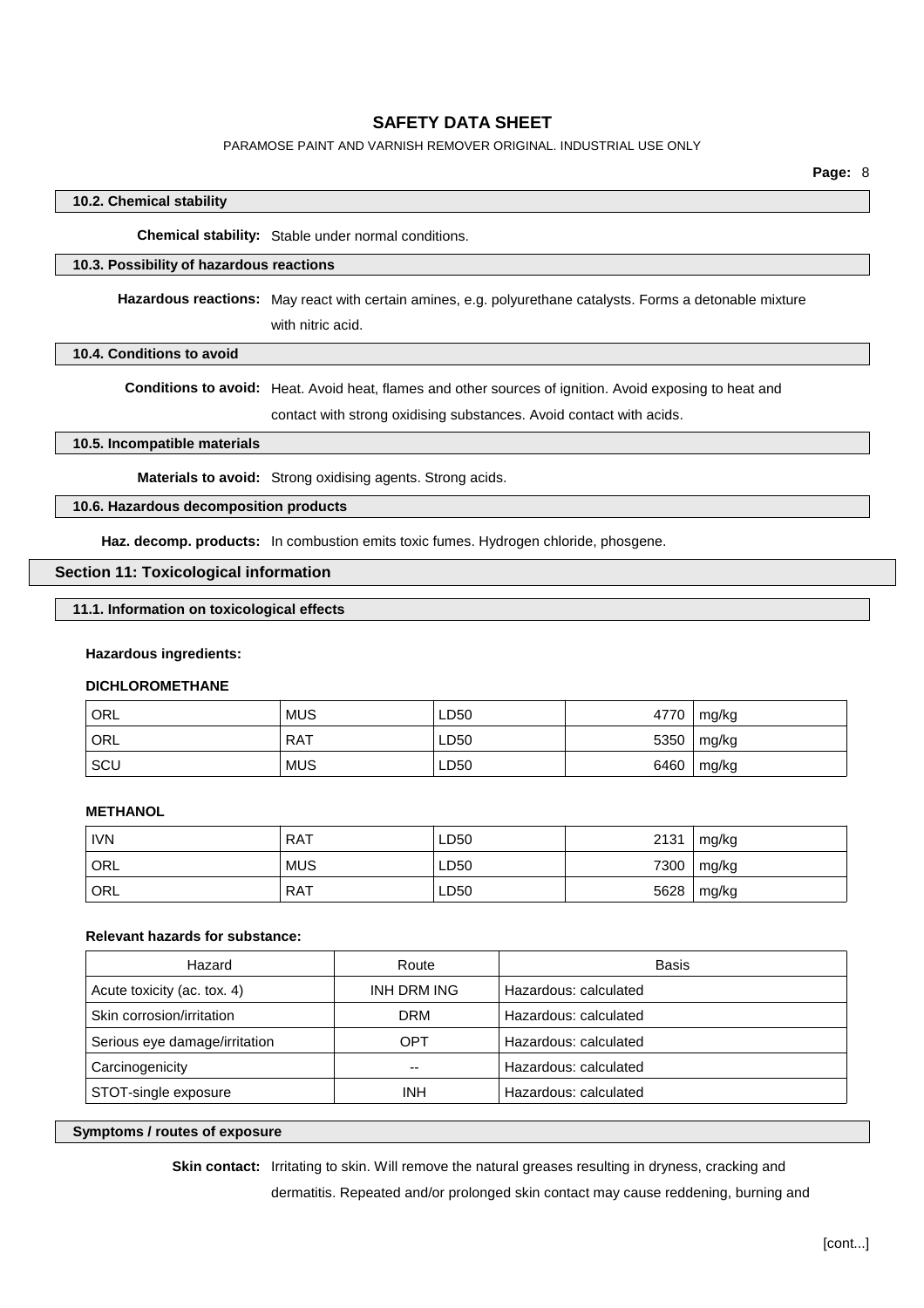### 10.2. Chemical stability

**Chemical stability:** Stable under normal conditions.

### 10.3. Possibility of hazardous reactions

**Hazardous reactions:** May react with certain amines, e.g. polyurethane catalysts. Forms a detonable mixture with nitric acid.

### 10.4. Conditions to avoid

**Conditions to avoid:** Heat. Avoid heat, flames and other sources of ignition. Avoid exposing to heat and contact with strong oxidising substances. Avoid contact with acids.

### 10.5. Incompatible materials

**Materials to avoid:** Strong oxidising agents. Strong acids.

### 10.6. Hazardous decomposition products

**Haz. decomp. products:** In combustion emits toxic fumes. Hydrogen chloride, phosgene.

## Section 11: Toxicological information

### 11.1. Information on toxicological effects

**Hazardous ingredients:**

**DICHLOROMETHANE**

| | | | | |
|---|---|---|---|---|
| ORL | MUS | LD50 | 4770 | mg/kg |
| ORL | RAT | LD50 | 5350 | mg/kg |
| SCU | MUS | LD50 | 6460 | mg/kg |

**METHANOL**

| | | | | |
|---|---|---|---|---|
| IVN | RAT | LD50 | 2131 | mg/kg |
| ORL | MUS | LD50 | 7300 | mg/kg |
| ORL | RAT | LD50 | 5628 | mg/kg |

**Relevant hazards for substance:**

| Hazard | Route | Basis |
|---|---|---|
| Acute toxicity (ac. tox. 4) | INH DRM ING | Hazardous: calculated |
| Skin corrosion/irritation | DRM | Hazardous: calculated |
| Serious eye damage/irritation | OPT | Hazardous: calculated |
| Carcinogenicity | -- | Hazardous: calculated |
| STOT-single exposure | INH | Hazardous: calculated |

### Symptoms / routes of exposure

**Skin contact:** Irritating to skin. Will remove the natural greases resulting in dryness, cracking and dermatitis. Repeated and/or prolonged skin contact may cause reddening, burning and

[cont...]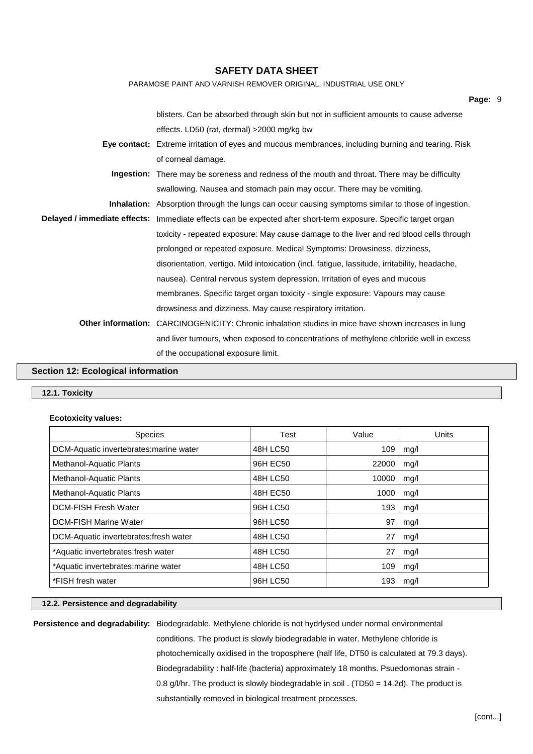blisters. Can be absorbed through skin but not in sufficient amounts to cause adverse effects. LD50 (rat, dermal) >2000 mg/kg bw

**Eye contact:** Extreme irritation of eyes and mucous membrances, including burning and tearing. Risk of corneal damage.

**Ingestion:** There may be soreness and redness of the mouth and throat. There may be difficulty swallowing. Nausea and stomach pain may occur. There may be vomiting.

**Inhalation:** Absorption through the lungs can occur causing symptoms similar to those of ingestion.

**Delayed / immediate effects:** Immediate effects can be expected after short-term exposure. Specific target organ toxicity - repeated exposure: May cause damage to the liver and red blood cells through prolonged or repeated exposure. Medical Symptoms: Drowsiness, dizziness, disorientation, vertigo. Mild intoxication (incl. fatigue, lassitude, irritability, headache, nausea). Central nervous system depression. Irritation of eyes and mucous membranes. Specific target organ toxicity - single exposure: Vapours may cause drowsiness and dizziness. May cause respiratory irritation.

**Other information:** CARCINOGENICITY: Chronic inhalation studies in mice have shown increases in lung and liver tumours, when exposed to concentrations of methylene chloride well in excess of the occupational exposure limit.

## Section 12: Ecological information

### 12.1. Toxicity

**Ecotoxicity values:**

| Species | Test | Value | Units |
|---|---|---|---|
| DCM-Aquatic invertebrates:marine water | 48H LC50 | 109 | mg/l |
| Methanol-Aquatic Plants | 96H EC50 | 22000 | mg/l |
| Methanol-Aquatic Plants | 48H LC50 | 10000 | mg/l |
| Methanol-Aquatic Plants | 48H EC50 | 1000 | mg/l |
| DCM-FISH Fresh Water | 96H LC50 | 193 | mg/l |
| DCM-FISH Marine Water | 96H LC50 | 97 | mg/l |
| DCM-Aquatic invertebrates:fresh water | 48H LC50 | 27 | mg/l |
| *Aquatic invertebrates:fresh water | 48H LC50 | 27 | mg/l |
| *Aquatic invertebrates:marine water | 48H LC50 | 109 | mg/l |
| *FISH fresh water | 96H LC50 | 193 | mg/l |

### 12.2. Persistence and degradability

**Persistence and degradability:** Biodegradable. Methylene chloride is not hydrlysed under normal environmental conditions. The product is slowly biodegradable in water. Methylene chloride is photochemically oxidised in the troposphere (half life, DT50 is calculated at 79.3 days). Biodegradability : half-life (bacteria) approximately 18 months. Psuedomonas strain - 0.8 g/l/hr. The product is slowly biodegradable in soil . (TD50 = 14.2d). The product is substantially removed in biological treatment processes.

[cont...]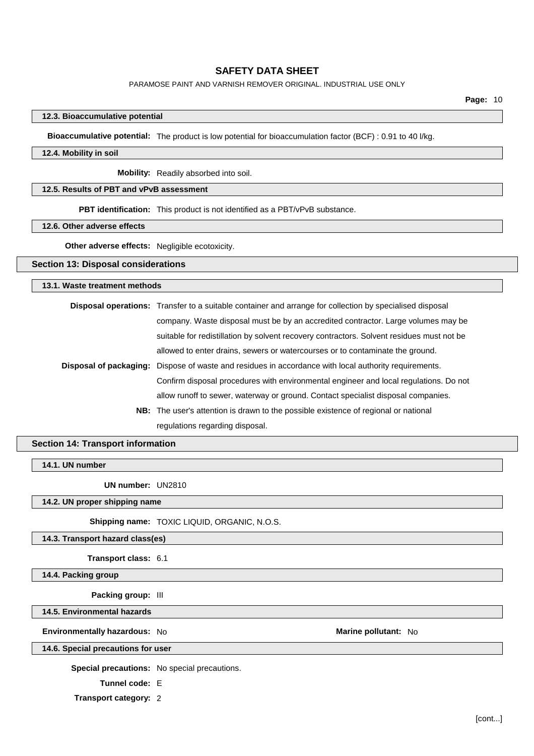### 12.3. Bioaccumulative potential

**Bioaccumulative potential:** The product is low potential for bioaccumulation factor (BCF) : 0.91 to 40 l/kg.

### 12.4. Mobility in soil

**Mobility:** Readily absorbed into soil.

### 12.5. Results of PBT and vPvB assessment

**PBT identification:** This product is not identified as a PBT/vPvB substance.

### 12.6. Other adverse effects

**Other adverse effects:** Negligible ecotoxicity.

## Section 13: Disposal considerations

### 13.1. Waste treatment methods

**Disposal operations:** Transfer to a suitable container and arrange for collection by specialised disposal company. Waste disposal must be by an accredited contractor. Large volumes may be suitable for redistillation by solvent recovery contractors. Solvent residues must not be allowed to enter drains, sewers or watercourses or to contaminate the ground.

**Disposal of packaging:** Dispose of waste and residues in accordance with local authority requirements. Confirm disposal procedures with environmental engineer and local regulations. Do not allow runoff to sewer, waterway or ground. Contact specialist disposal companies.

**NB:** The user's attention is drawn to the possible existence of regional or national regulations regarding disposal.

## Section 14: Transport information

### 14.1. UN number

**UN number:** UN2810

### 14.2. UN proper shipping name

**Shipping name:** TOXIC LIQUID, ORGANIC, N.O.S.

### 14.3. Transport hazard class(es)

**Transport class:** 6.1

### 14.4. Packing group

**Packing group:** III

### 14.5. Environmental hazards

**Environmentally hazardous:** No

**Marine pollutant:** No

### 14.6. Special precautions for user

**Special precautions:** No special precautions.

**Tunnel code:** E

**Transport category:** 2

[cont...]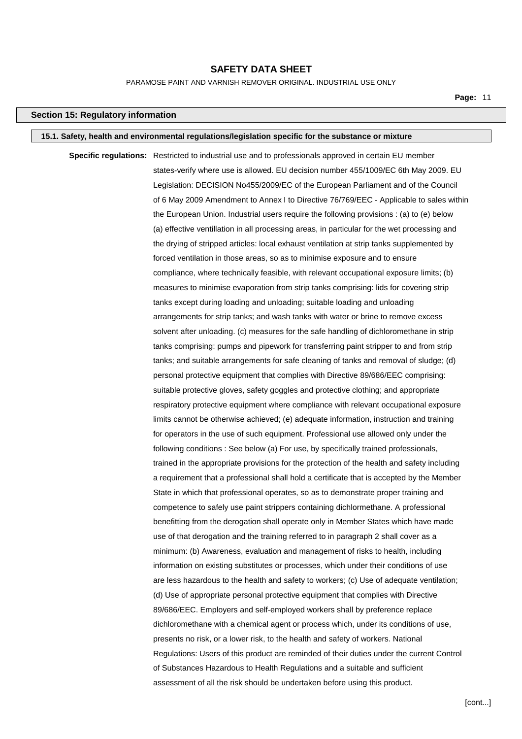## Section 15: Regulatory information

### 15.1. Safety, health and environmental regulations/legislation specific for the substance or mixture

**Specific regulations:** Restricted to industrial use and to professionals approved in certain EU member states-verify where use is allowed. EU decision number 455/1009/EC 6th May 2009. EU Legislation: DECISION No455/2009/EC of the European Parliament and of the Council of 6 May 2009 Amendment to Annex I to Directive 76/769/EEC - Applicable to sales within the European Union. Industrial users require the following provisions : (a) to (e) below (a) effective ventillation in all processing areas, in particular for the wet processing and the drying of stripped articles: local exhaust ventilation at strip tanks supplemented by forced ventilation in those areas, so as to minimise exposure and to ensure compliance, where technically feasible, with relevant occupational exposure limits; (b) measures to minimise evaporation from strip tanks comprising: lids for covering strip tanks except during loading and unloading; suitable loading and unloading arrangements for strip tanks; and wash tanks with water or brine to remove excess solvent after unloading. (c) measures for the safe handling of dichloromethane in strip tanks comprising: pumps and pipework for transferring paint stripper to and from strip tanks; and suitable arrangements for safe cleaning of tanks and removal of sludge; (d) personal protective equipment that complies with Directive 89/686/EEC comprising: suitable protective gloves, safety goggles and protective clothing; and appropriate respiratory protective equipment where compliance with relevant occupational exposure limits cannot be otherwise achieved; (e) adequate information, instruction and training for operators in the use of such equipment. Professional use allowed only under the following conditions : See below (a) For use, by specifically trained professionals, trained in the appropriate provisions for the protection of the health and safety including a requirement that a professional shall hold a certificate that is accepted by the Member State in which that professional operates, so as to demonstrate proper training and competence to safely use paint strippers containing dichlormethane. A professional benefitting from the derogation shall operate only in Member States which have made use of that derogation and the training referred to in paragraph 2 shall cover as a minimum: (b) Awareness, evaluation and management of risks to health, including information on existing substitutes or processes, which under their conditions of use are less hazardous to the health and safety to workers; (c) Use of adequate ventilation; (d) Use of appropriate personal protective equipment that complies with Directive 89/686/EEC. Employers and self-employed workers shall by preference replace dichloromethane with a chemical agent or process which, under its conditions of use, presents no risk, or a lower risk, to the health and safety of workers. National Regulations: Users of this product are reminded of their duties under the current Control of Substances Hazardous to Health Regulations and a suitable and sufficient assessment of all the risk should be undertaken before using this product.

[cont...]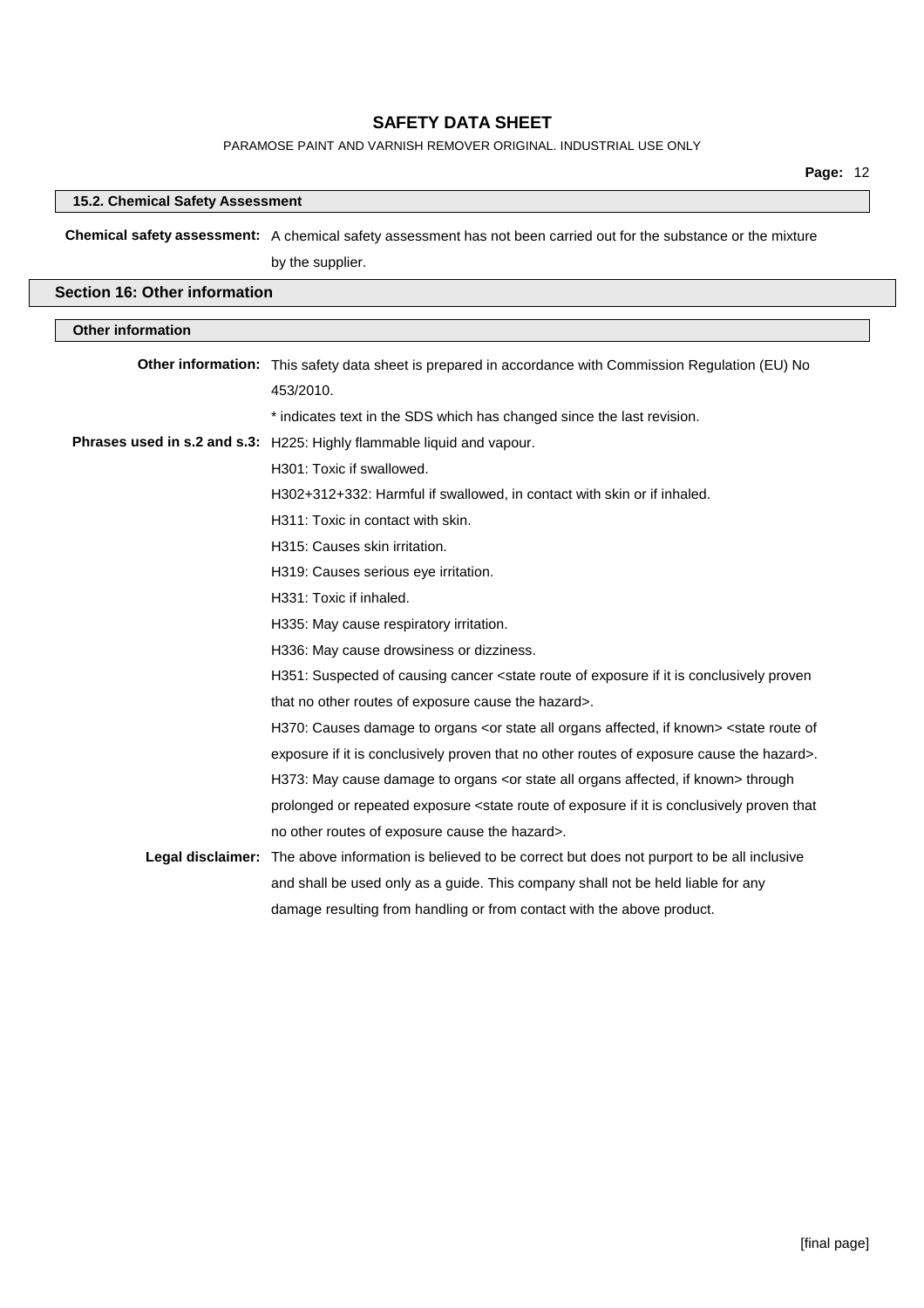### 15.2. Chemical Safety Assessment

**Chemical safety assessment:** A chemical safety assessment has not been carried out for the substance or the mixture by the supplier.

## Section 16: Other information

### Other information

**Other information:** This safety data sheet is prepared in accordance with Commission Regulation (EU) No 453/2010.

* indicates text in the SDS which has changed since the last revision.

**Phrases used in s.2 and s.3:** H225: Highly flammable liquid and vapour.

H301: Toxic if swallowed.

H302+312+332: Harmful if swallowed, in contact with skin or if inhaled.

H311: Toxic in contact with skin.

H315: Causes skin irritation.

H319: Causes serious eye irritation.

H331: Toxic if inhaled.

H335: May cause respiratory irritation.

H336: May cause drowsiness or dizziness.

H351: Suspected of causing cancer <state route of exposure if it is conclusively proven that no other routes of exposure cause the hazard>.

H370: Causes damage to organs <or state all organs affected, if known> <state route of exposure if it is conclusively proven that no other routes of exposure cause the hazard>.

H373: May cause damage to organs <or state all organs affected, if known> through prolonged or repeated exposure <state route of exposure if it is conclusively proven that no other routes of exposure cause the hazard>.

**Legal disclaimer:** The above information is believed to be correct but does not purport to be all inclusive and shall be used only as a guide. This company shall not be held liable for any damage resulting from handling or from contact with the above product.

[final page]